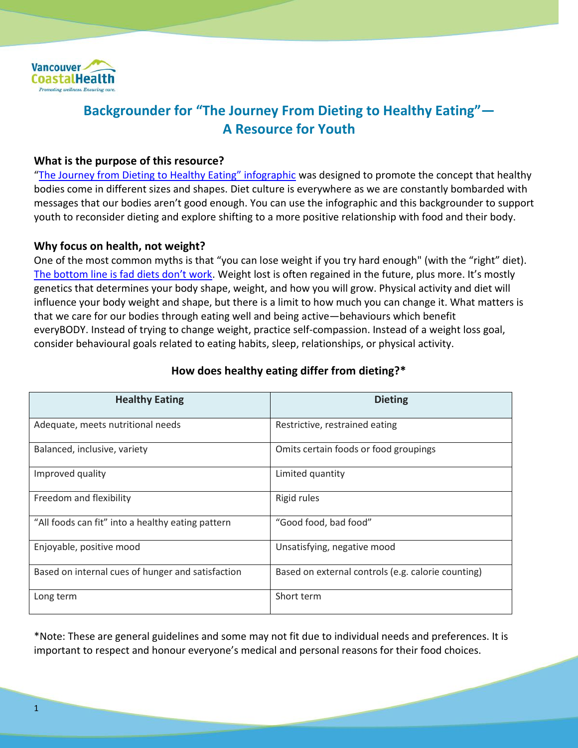# Backgrounder for "The Journey From Dieting to Healthy Eating"— A Resource for Youth

**What is the purpose of this resource?**

"The Journey from Dieting to Healthy Eating" infographic was designed to promote the concept that healthy bodies come in different sizes and shapes. Diet culture is everywhere as we are constantly bombarded with messages that our bodies aren't good enough. You can use the infographic and this backgrounder to support youth to reconsider dieting and explore shifting to a more positive relationship with food and their body.

**Why focus on health, not weight?**

One of the most common myths is that "you can lose weight if you try hard enough" (with the "right" diet). The bottom line is fad diets don't work. Weight lost is often regained in the future, plus more. It's mostly genetics that determines your body shape, weight, and how you will grow. Physical activity and diet will influence your body weight and shape, but there is a limit to how much you can change it. What matters is that we care for our bodies through eating well and being active—behaviours which benefit everyBODY. Instead of trying to change weight, practice self-compassion. Instead of a weight loss goal, consider behavioural goals related to eating habits, sleep, relationships, or physical activity.

**How does healthy eating differ from dieting?***

| Healthy Eating | Dieting |
| --- | --- |
| Adequate, meets nutritional needs | Restrictive, restrained eating |
| Balanced, inclusive, variety | Omits certain foods or food groupings |
| Improved quality | Limited quantity |
| Freedom and flexibility | Rigid rules |
| "All foods can fit" into a healthy eating pattern | "Good food, bad food" |
| Enjoyable, positive mood | Unsatisfying, negative mood |
| Based on internal cues of hunger and satisfaction | Based on external controls (e.g. calorie counting) |
| Long term | Short term |

*Note: These are general guidelines and some may not fit due to individual needs and preferences. It is important to respect and honour everyone's medical and personal reasons for their food choices.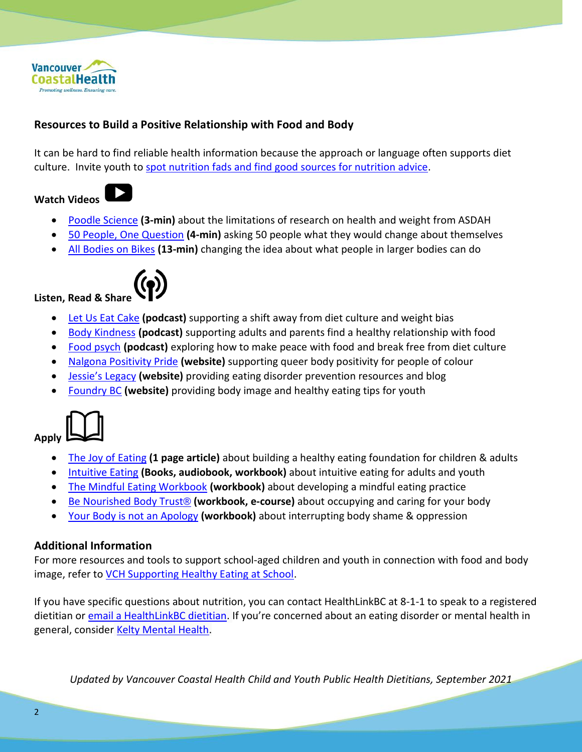## Resources to Build a Positive Relationship with Food and Body

It can be hard to find reliable health information because the approach or language often supports diet culture. Invite youth to spot nutrition fads and find good sources for nutrition advice.

### Watch Videos

- Poodle Science **(3-min)** about the limitations of research on health and weight from ASDAH
- 50 People, One Question **(4-min)** asking 50 people what they would change about themselves
- All Bodies on Bikes **(13-min)** changing the idea about what people in larger bodies can do

### Listen, Read & Share

- Let Us Eat Cake **(podcast)** supporting a shift away from diet culture and weight bias
- Body Kindness **(podcast)** supporting adults and parents find a healthy relationship with food
- Food psych **(podcast)** exploring how to make peace with food and break free from diet culture
- Nalgona Positivity Pride **(website)** supporting queer body positivity for people of colour
- Jessie's Legacy **(website)** providing eating disorder prevention resources and blog
- Foundry BC **(website)** providing body image and healthy eating tips for youth

### Apply

- The Joy of Eating **(1 page article)** about building a healthy eating foundation for children & adults
- Intuitive Eating **(Books, audiobook, workbook)** about intuitive eating for adults and youth
- The Mindful Eating Workbook **(workbook)** about developing a mindful eating practice
- Be Nourished Body Trust® **(workbook, e-course)** about occupying and caring for your body
- Your Body is not an Apology **(workbook)** about interrupting body shame & oppression

### Additional Information

For more resources and tools to support school-aged children and youth in connection with food and body image, refer to VCH Supporting Healthy Eating at School.

If you have specific questions about nutrition, you can contact HealthLinkBC at 8-1-1 to speak to a registered dietitian or email a HealthLinkBC dietitian. If you're concerned about an eating disorder or mental health in general, consider Kelty Mental Health.

*Updated by Vancouver Coastal Health Child and Youth Public Health Dietitians, September 2021*